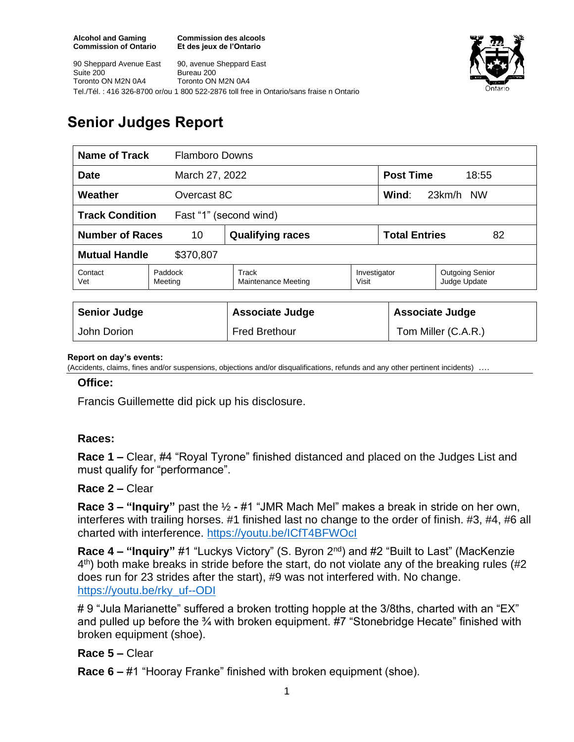**Alcohol and Gaming Commission of Ontario**
90 Sheppard Avenue East
Suite 200
Toronto ON M2N 0A4

**Commission des alcools Et des jeux de l'Ontario**
90, avenue Sheppard East
Bureau 200
Toronto ON M2N 0A4

Tel./Tél. : 416 326-8700 or/ou 1 800 522-2876 toll free in Ontario/sans fraise n Ontario

# Senior Judges Report

| **Name of Track** | Flamboro Downs | | | | |
|---|---|---|---|---|---|
| **Date** | March 27, 2022 | | | **Post Time** | 18:55 |
| **Weather** | Overcast 8C | | | **Wind**: | 23km/h NW |
| **Track Condition** | Fast "1" (second wind) | | | | |
| **Number of Races** | 10 | **Qualifying races** | | **Total Entries** | 82 |
| **Mutual Handle** | $370,807 | | | | |
| Contact Vet | Paddock Meeting | Track Maintenance Meeting | | Investigator Visit | Outgoing Senior Judge Update |

| **Senior Judge** | **Associate Judge** | **Associate Judge** |
|---|---|---|
| John Dorion | Fred Brethour | Tom Miller (C.A.R.) |

**Report on day's events:**
(Accidents, claims, fines and/or suspensions, objections and/or disqualifications, refunds and any other pertinent incidents) ….

**Office:**

Francis Guillemette did pick up his disclosure.

**Races:**

**Race 1 –** Clear, #4 "Royal Tyrone" finished distanced and placed on the Judges List and must qualify for "performance".

**Race 2 –** Clear

**Race 3 – "Inquiry"** past the ½ **-** #1 "JMR Mach Mel" makes a break in stride on her own, interferes with trailing horses. #1 finished last no change to the order of finish. #3, #4, #6 all charted with interference. https://youtu.be/ICfT4BFWOcI

**Race 4 – "Inquiry"** #1 "Luckys Victory" (S. Byron 2nd) and #2 "Built to Last" (MacKenzie 4th) both make breaks in stride before the start, do not violate any of the breaking rules (#2 does run for 23 strides after the start), #9 was not interfered with. No change. https://youtu.be/rky_uf--ODI

# 9 "Jula Marianette" suffered a broken trotting hopple at the 3/8ths, charted with an "EX" and pulled up before the ¾ with broken equipment. #7 "Stonebridge Hecate" finished with broken equipment (shoe).

**Race 5 –** Clear

**Race 6 –** #1 "Hooray Franke" finished with broken equipment (shoe).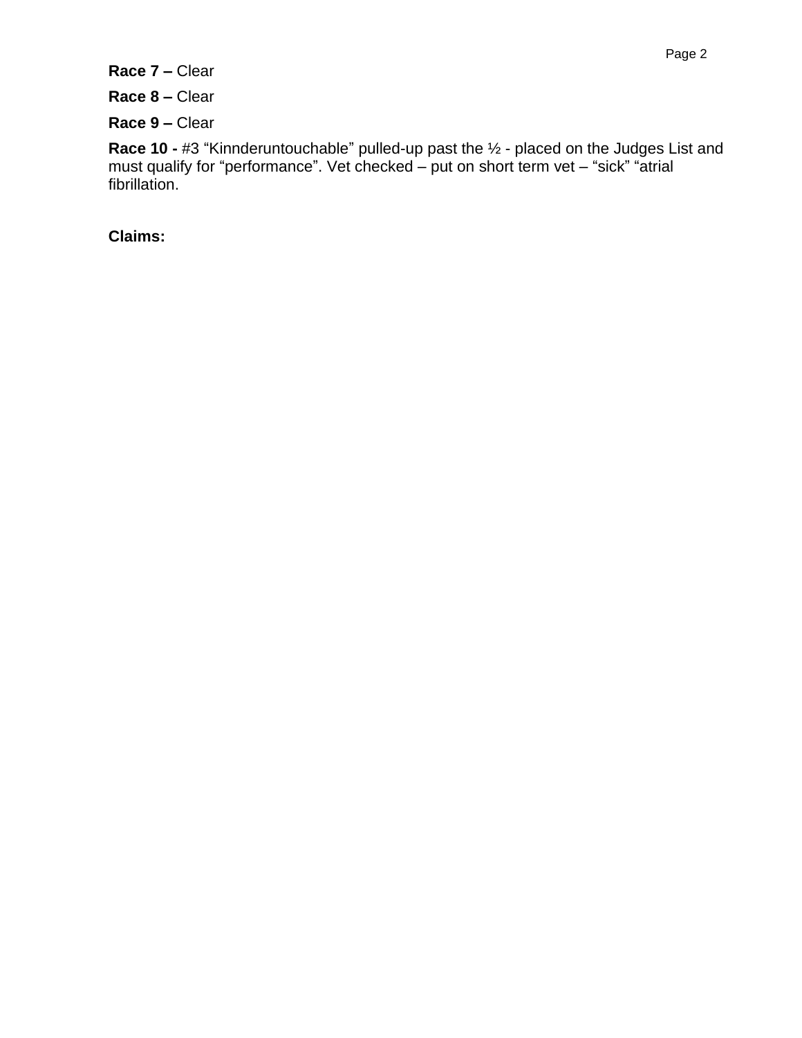**Race 7 –** Clear

**Race 8 –** Clear

**Race 9 –** Clear

**Race 10 -** #3 “Kinnderuntouchable” pulled-up past the ½ - placed on the Judges List and must qualify for “performance”. Vet checked – put on short term vet – “sick” “atrial fibrillation.

**Claims:**